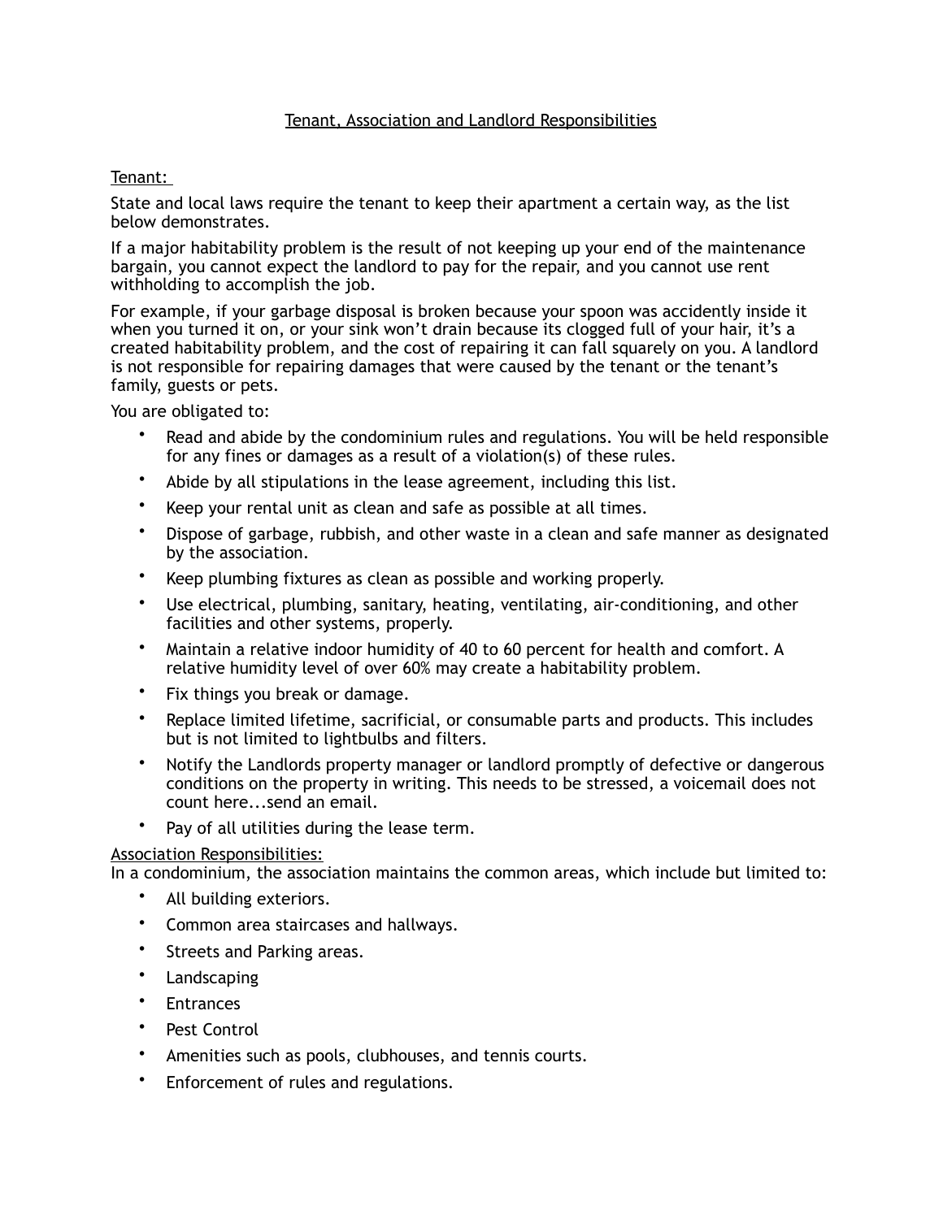# Tenant, Association and Landlord Responsibilities

## Tenant:

State and local laws require the tenant to keep their apartment a certain way, as the list below demonstrates.

If a major habitability problem is the result of not keeping up your end of the maintenance bargain, you cannot expect the landlord to pay for the repair, and you cannot use rent withholding to accomplish the job.

For example, if your garbage disposal is broken because your spoon was accidently inside it when you turned it on, or your sink won't drain because its clogged full of your hair, it's a created habitability problem, and the cost of repairing it can fall squarely on you. A landlord is not responsible for repairing damages that were caused by the tenant or the tenant's family, guests or pets.

You are obligated to:

- Read and abide by the condominium rules and regulations. You will be held responsible for any fines or damages as a result of a violation(s) of these rules.
- Abide by all stipulations in the lease agreement, including this list.
- Keep your rental unit as clean and safe as possible at all times.
- Dispose of garbage, rubbish, and other waste in a clean and safe manner as designated by the association.
- Keep plumbing fixtures as clean as possible and working properly.
- Use electrical, plumbing, sanitary, heating, ventilating, air-conditioning, and other facilities and other systems, properly.
- Maintain a relative indoor humidity of 40 to 60 percent for health and comfort. A relative humidity level of over 60% may create a habitability problem.
- Fix things you break or damage.
- Replace limited lifetime, sacrificial, or consumable parts and products. This includes but is not limited to lightbulbs and filters.
- Notify the Landlords property manager or landlord promptly of defective or dangerous conditions on the property in writing. This needs to be stressed, a voicemail does not count here...send an email.
- Pay of all utilities during the lease term.

## Association Responsibilities:

In a condominium, the association maintains the common areas, which include but limited to:

- All building exteriors.
- Common area staircases and hallways.
- Streets and Parking areas.
- Landscaping
- Entrances
- Pest Control
- Amenities such as pools, clubhouses, and tennis courts.
- Enforcement of rules and regulations.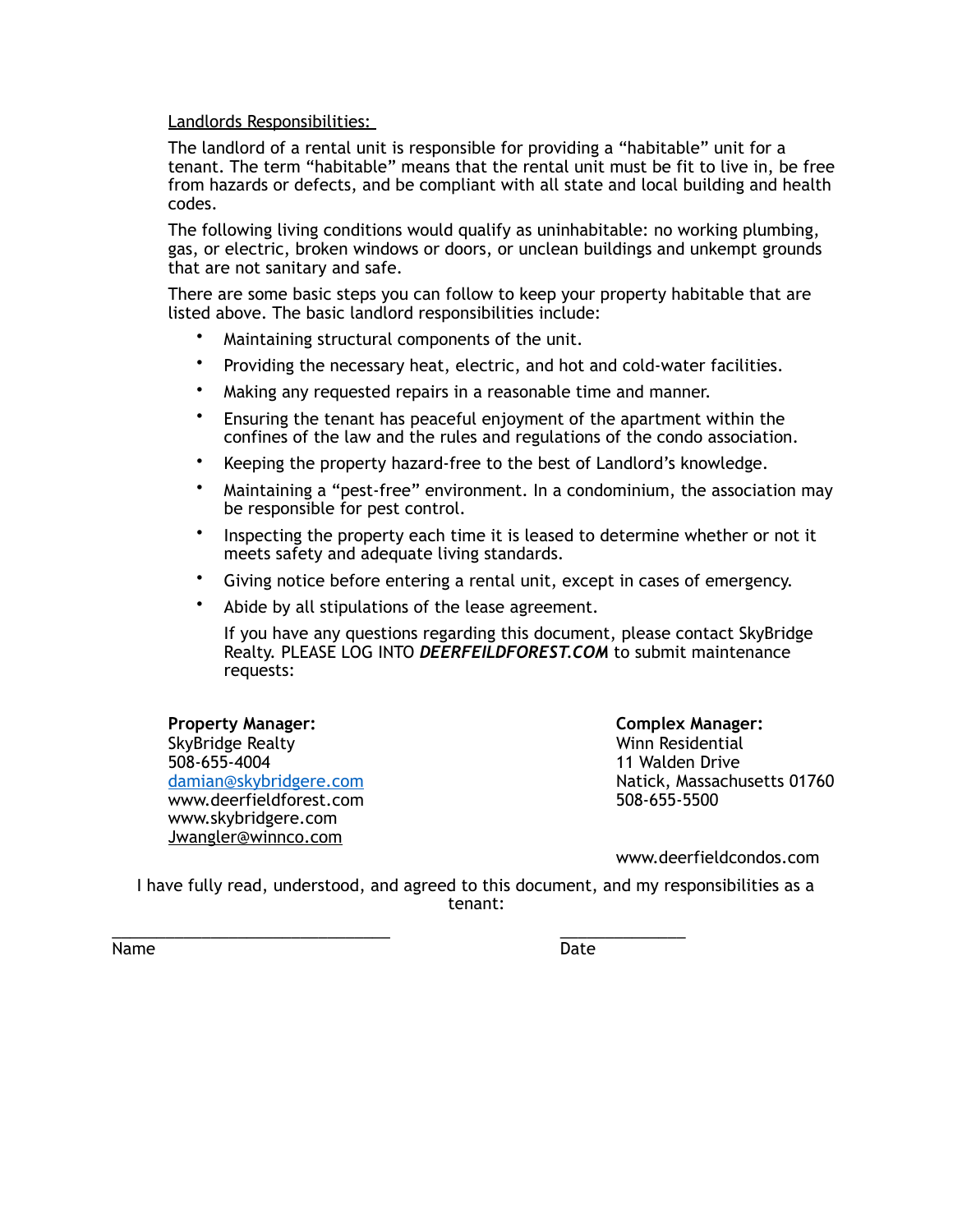Landlords Responsibilities:

The landlord of a rental unit is responsible for providing a "habitable" unit for a tenant. The term "habitable" means that the rental unit must be fit to live in, be free from hazards or defects, and be compliant with all state and local building and health codes.

The following living conditions would qualify as uninhabitable: no working plumbing, gas, or electric, broken windows or doors, or unclean buildings and unkempt grounds that are not sanitary and safe.

There are some basic steps you can follow to keep your property habitable that are listed above. The basic landlord responsibilities include:

- Maintaining structural components of the unit.
- Providing the necessary heat, electric, and hot and cold-water facilities.
- Making any requested repairs in a reasonable time and manner.
- Ensuring the tenant has peaceful enjoyment of the apartment within the confines of the law and the rules and regulations of the condo association.
- Keeping the property hazard-free to the best of Landlord's knowledge.
- Maintaining a "pest-free" environment. In a condominium, the association may be responsible for pest control.
- Inspecting the property each time it is leased to determine whether or not it meets safety and adequate living standards.
- Giving notice before entering a rental unit, except in cases of emergency.
- Abide by all stipulations of the lease agreement.

If you have any questions regarding this document, please contact SkyBridge Realty. PLEASE LOG INTO ***DEERFEILDFOREST.COM*** to submit maintenance requests:

**Property Manager:**
SkyBridge Realty
508-655-4004
damian@skybridgere.com
www.deerfieldforest.com
www.skybridgere.com
Jwangler@winnco.com

**Complex Manager:**
Winn Residential
11 Walden Drive
Natick, Massachusetts 01760
508-655-5500

www.deerfieldcondos.com

I have fully read, understood, and agreed to this document, and my responsibilities as a tenant:

\_\_\_\_\_\_\_\_\_\_\_\_\_\_\_\_\_\_\_\_\_\_\_\_\_\_\_\_\_\_\_\_ \_\_\_\_\_\_\_\_\_\_\_\_\_\_

Name Date